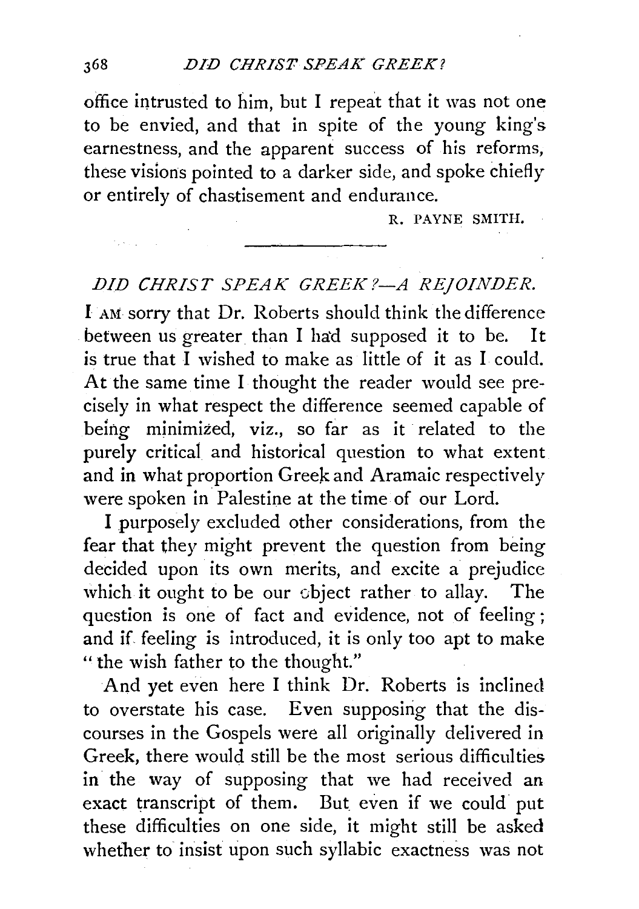office intrusted to him, but I repeat that it was not one to be envied, and that in spite of the young king's earnestness, and the apparent success of his reforms, these visions pointed to a darker side, and spoke chiefly or entirely of chastisement and endurance.

R. PAYNE SMITH.

---

## *DID CHRIST SPEAK GREEK?—A REJOINDER.*

I AM sorry that Dr. Roberts should think the difference between us greater than I had supposed it to be. It is true that I wished to make as little of it as I could. At the same time I thought the reader would see precisely in what respect the difference seemed capable of being minimized, viz., so far as it related to the purely critical and historical question to what extent and in what proportion Greek and Aramaic respectively were spoken in Palestine at the time of our Lord.

I purposely excluded other considerations, from the fear that they might prevent the question from being decided upon its own merits, and excite a prejudice which it ought to be our object rather to allay. The question is one of fact and evidence, not of feeling; and if feeling is introduced, it is only too apt to make "the wish father to the thought."

And yet even here I think Dr. Roberts is inclined to overstate his case. Even supposing that the discourses in the Gospels were all originally delivered in Greek, there would still be the most serious difficulties in the way of supposing that we had received an exact transcript of them. But even if we could put these difficulties on one side, it might still be asked whether to insist upon such syllabic exactness was not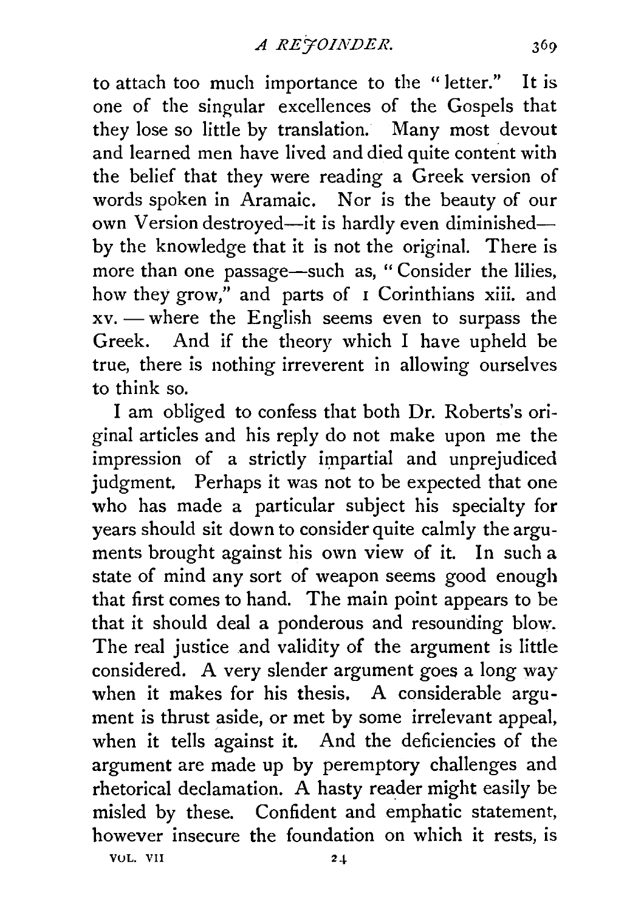to attach too much importance to the "letter." It is one of the singular excellences of the Gospels that they lose so little by translation. Many most devout and learned men have lived and died quite content with the belief that they were reading a Greek version of words spoken in Aramaic. Nor is the beauty of our own Version destroyed—it is hardly even diminished—by the knowledge that it is not the original. There is more than one passage—such as, "Consider the lilies, how they grow," and parts of 1 Corinthians xiii. and xv. — where the English seems even to surpass the Greek. And if the theory which I have upheld be true, there is nothing irreverent in allowing ourselves to think so.

I am obliged to confess that both Dr. Roberts's original articles and his reply do not make upon me the impression of a strictly impartial and unprejudiced judgment. Perhaps it was not to be expected that one who has made a particular subject his specialty for years should sit down to consider quite calmly the arguments brought against his own view of it. In such a state of mind any sort of weapon seems good enough that first comes to hand. The main point appears to be that it should deal a ponderous and resounding blow. The real justice and validity of the argument is little considered. A very slender argument goes a long way when it makes for his thesis. A considerable argument is thrust aside, or met by some irrelevant appeal, when it tells against it. And the deficiencies of the argument are made up by peremptory challenges and rhetorical declamation. A hasty reader might easily be misled by these. Confident and emphatic statement, however insecure the foundation on which it rests, is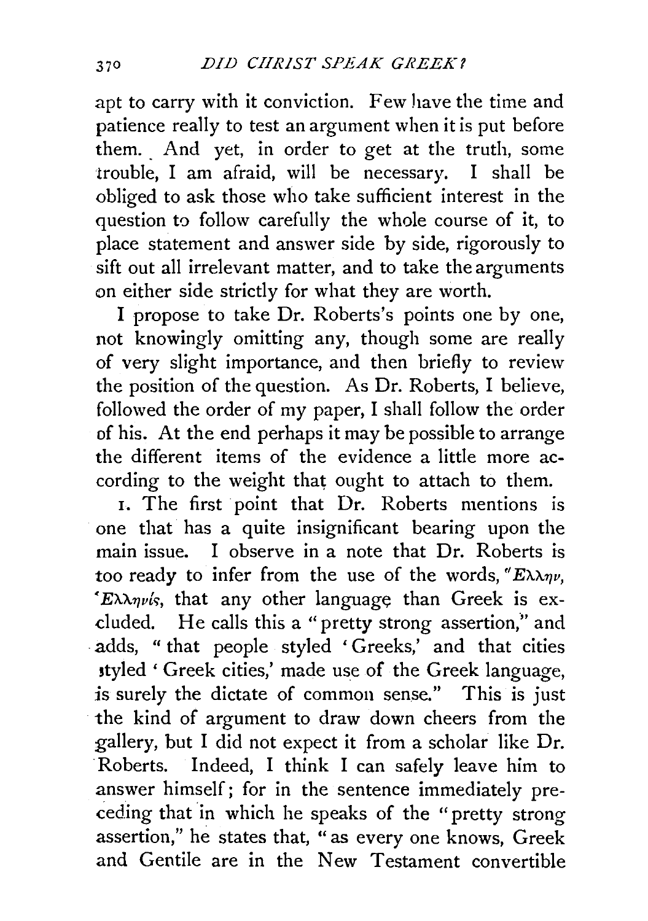apt to carry with it conviction. Few have the time and patience really to test an argument when it is put before them. And yet, in order to get at the truth, some trouble, I am afraid, will be necessary. I shall be obliged to ask those who take sufficient interest in the question to follow carefully the whole course of it, to place statement and answer side by side, rigorously to sift out all irrelevant matter, and to take the arguments on either side strictly for what they are worth.

I propose to take Dr. Roberts's points one by one, not knowingly omitting any, though some are really of very slight importance, and then briefly to review the position of the question. As Dr. Roberts, I believe, followed the order of my paper, I shall follow the order of his. At the end perhaps it may be possible to arrange the different items of the evidence a little more according to the weight that ought to attach to them.

1. The first point that Dr. Roberts mentions is one that has a quite insignificant bearing upon the main issue. I observe in a note that Dr. Roberts is too ready to infer from the use of the words, Ἕλλην, Ἑλληνίς, that any other language than Greek is excluded. He calls this a "pretty strong assertion," and adds, "that people styled 'Greeks,' and that cities styled 'Greek cities,' made use of the Greek language, is surely the dictate of common sense." This is just the kind of argument to draw down cheers from the gallery, but I did not expect it from a scholar like Dr. Roberts. Indeed, I think I can safely leave him to answer himself; for in the sentence immediately preceding that in which he speaks of the "pretty strong assertion," he states that, "as every one knows, Greek and Gentile are in the New Testament convertible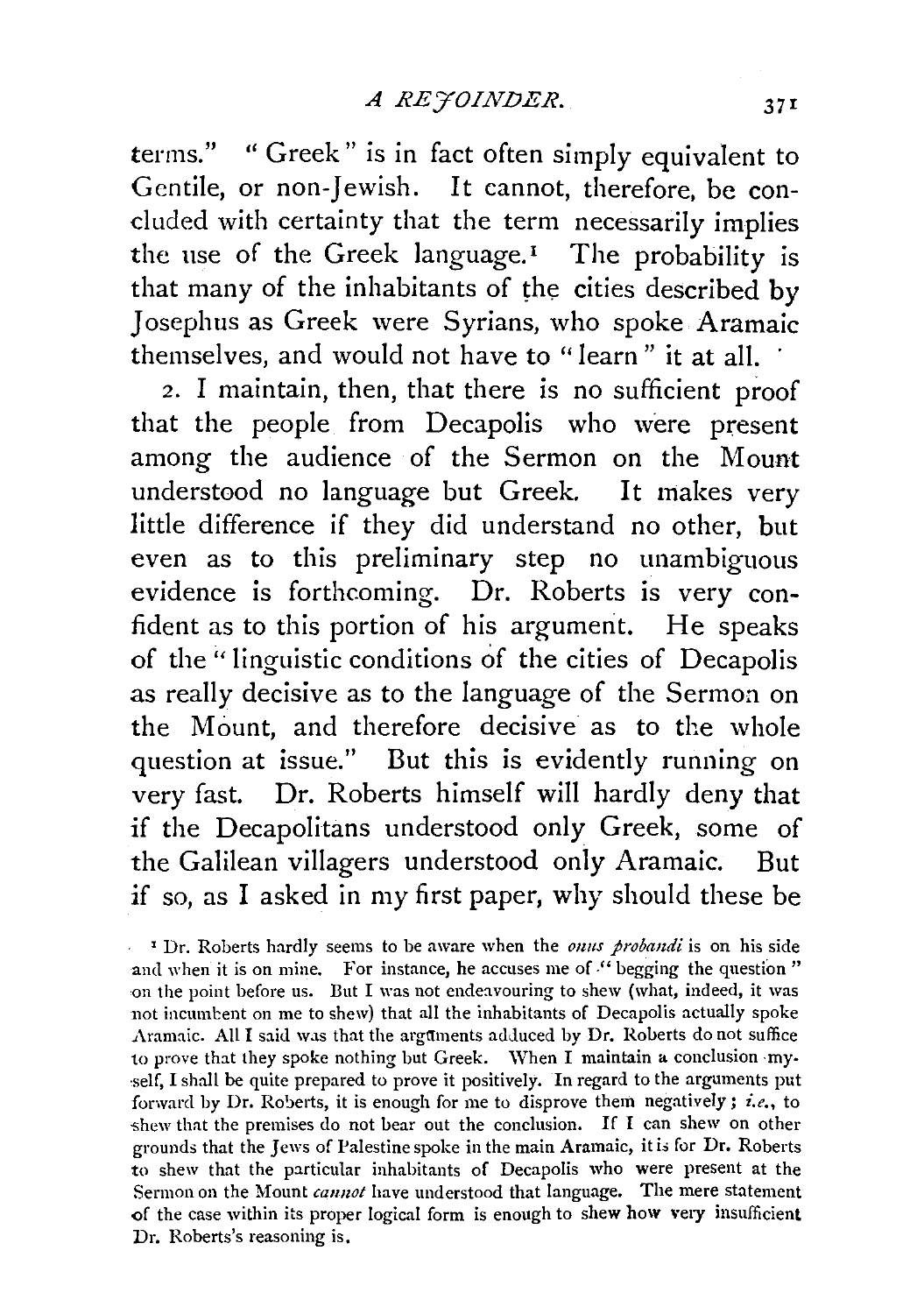terms." "Greek" is in fact often simply equivalent to Gentile, or non-Jewish. It cannot, therefore, be concluded with certainty that the term necessarily implies the use of the Greek language.[1] The probability is that many of the inhabitants of the cities described by Josephus as Greek were Syrians, who spoke Aramaic themselves, and would not have to "learn" it at all.

2. I maintain, then, that there is no sufficient proof that the people from Decapolis who were present among the audience of the Sermon on the Mount understood no language but Greek. It makes very little difference if they did understand no other, but even as to this preliminary step no unambiguous evidence is forthcoming. Dr. Roberts is very confident as to this portion of his argument. He speaks of the "linguistic conditions of the cities of Decapolis as really decisive as to the language of the Sermon on the Mount, and therefore decisive as to the whole question at issue." But this is evidently running on very fast. Dr. Roberts himself will hardly deny that if the Decapolitans understood only Greek, some of the Galilean villagers understood only Aramaic. But if so, as I asked in my first paper, why should these be

[1] Dr. Roberts hardly seems to be aware when the *onus probandi* is on his side and when it is on mine. For instance, he accuses me of "begging the question" on the point before us. But I was not endeavouring to shew (what, indeed, it was not incumbent on me to shew) that all the inhabitants of Decapolis actually spoke Aramaic. All I said was that the arguments adduced by Dr. Roberts do not suffice to prove that they spoke nothing but Greek. When I maintain a conclusion myself, I shall be quite prepared to prove it positively. In regard to the arguments put forward by Dr. Roberts, it is enough for me to disprove them negatively; *i.e.*, to shew that the premises do not bear out the conclusion. If I can shew on other grounds that the Jews of Palestine spoke in the main Aramaic, it is for Dr. Roberts to shew that the particular inhabitants of Decapolis who were present at the Sermon on the Mount *cannot* have understood that language. The mere statement of the case within its proper logical form is enough to shew how very insufficient Dr. Roberts's reasoning is.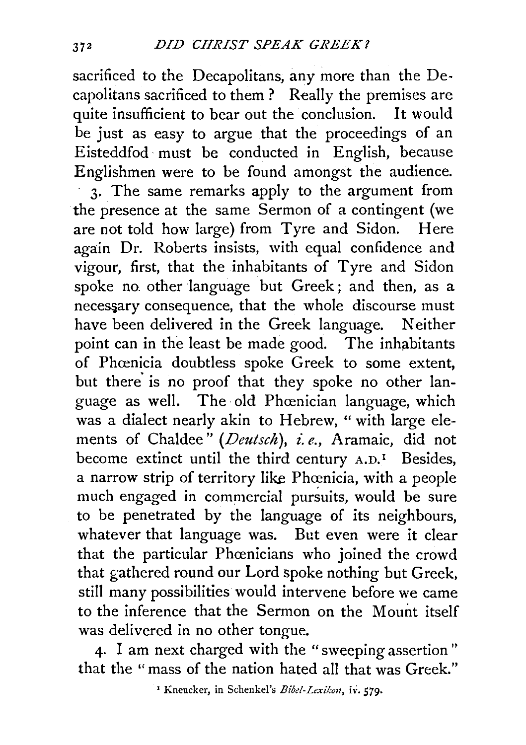sacrificed to the Decapolitans, any more than the Decapolitans sacrificed to them? Really the premises are quite insufficient to bear out the conclusion. It would be just as easy to argue that the proceedings of an Eisteddfod must be conducted in English, because Englishmen were to be found amongst the audience.

3. The same remarks apply to the argument from the presence at the same Sermon of a contingent (we are not told how large) from Tyre and Sidon. Here again Dr. Roberts insists, with equal confidence and vigour, first, that the inhabitants of Tyre and Sidon spoke no other language but Greek; and then, as a necessary consequence, that the whole discourse must have been delivered in the Greek language. Neither point can in the least be made good. The inhabitants of Phœnicia doubtless spoke Greek to some extent, but there is no proof that they spoke no other language as well. The old Phœnician language, which was a dialect nearly akin to Hebrew, "with large elements of Chaldee" (*Deutsch*), *i.e.*, Aramaic, did not become extinct until the third century A.D.[1] Besides, a narrow strip of territory like Phœnicia, with a people much engaged in commercial pursuits, would be sure to be penetrated by the language of its neighbours, whatever that language was. But even were it clear that the particular Phœnicians who joined the crowd that gathered round our Lord spoke nothing but Greek, still many possibilities would intervene before we came to the inference that the Sermon on the Mount itself was delivered in no other tongue.

4. I am next charged with the "sweeping assertion" that the "mass of the nation hated all that was Greek."

[1] Kneucker, in Schenkel's *Bibel-Lexikon*, iv. 579.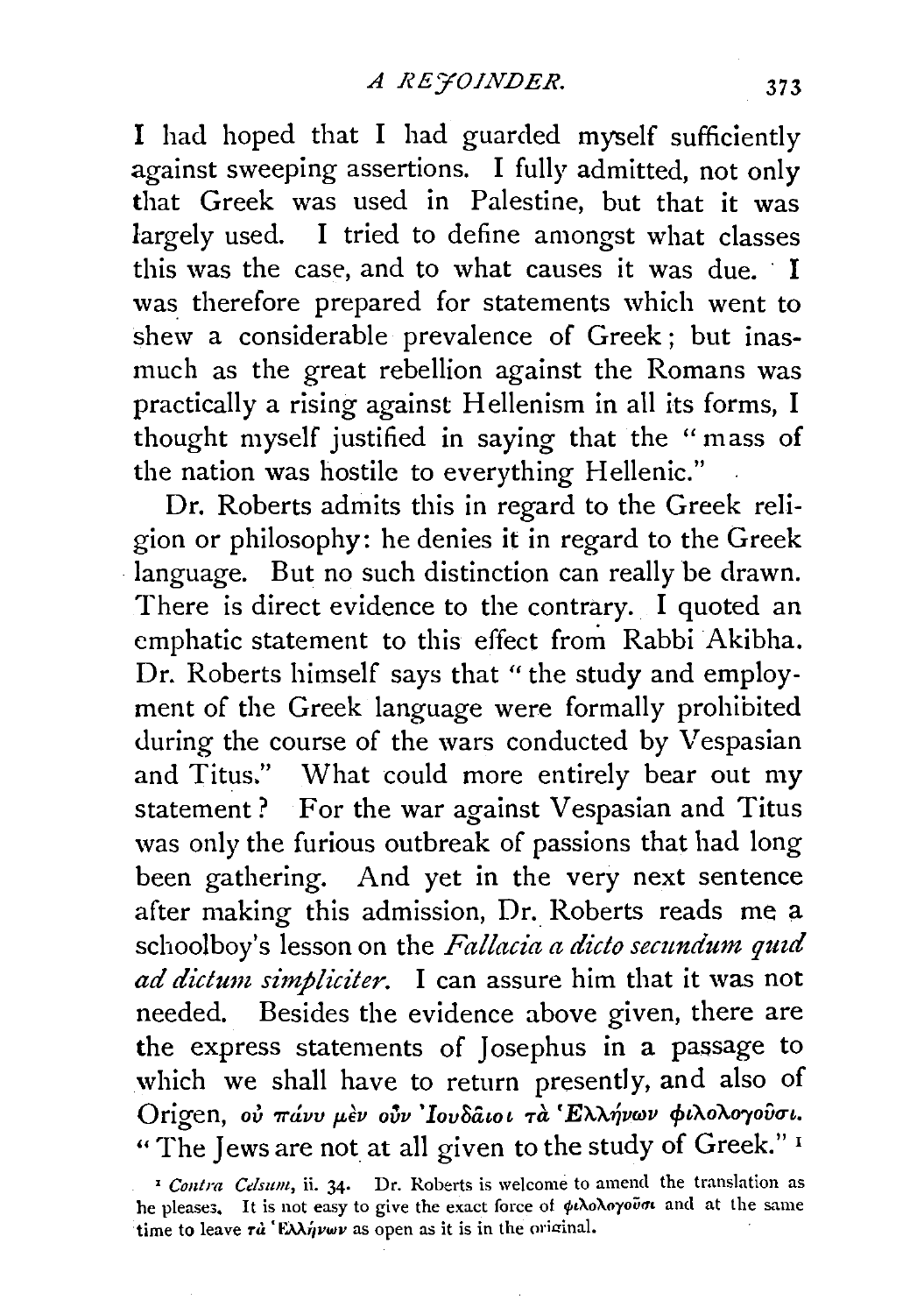I had hoped that I had guarded myself sufficiently against sweeping assertions. I fully admitted, not only that Greek was used in Palestine, but that it was largely used. I tried to define amongst what classes this was the case, and to what causes it was due. I was therefore prepared for statements which went to shew a considerable prevalence of Greek; but inasmuch as the great rebellion against the Romans was practically a rising against Hellenism in all its forms, I thought myself justified in saying that the "mass of the nation was hostile to everything Hellenic."

Dr. Roberts admits this in regard to the Greek religion or philosophy: he denies it in regard to the Greek language. But no such distinction can really be drawn. There is direct evidence to the contrary. I quoted an emphatic statement to this effect from Rabbi Akibha. Dr. Roberts himself says that "the study and employment of the Greek language were formally prohibited during the course of the wars conducted by Vespasian and Titus." What could more entirely bear out my statement? For the war against Vespasian and Titus was only the furious outbreak of passions that had long been gathering. And yet in the very next sentence after making this admission, Dr. Roberts reads me a schoolboy's lesson on the *Fallacia a dicto secundum quid ad dictum simpliciter*. I can assure him that it was not needed. Besides the evidence above given, there are the express statements of Josephus in a passage to which we shall have to return presently, and also of Origen, *οὐ πάνυ μὲν οὖν Ἰουδαῖοι τὰ Ἑλλήνων φιλολογοῦσι.* "The Jews are not at all given to the study of Greek." [1]

[1] *Contra Celsum*, ii. 34. Dr. Roberts is welcome to amend the translation as he pleases. It is not easy to give the exact force of φιλολογοῦσι and at the same time to leave τὰ Ἑλλήνων as open as it is in the original.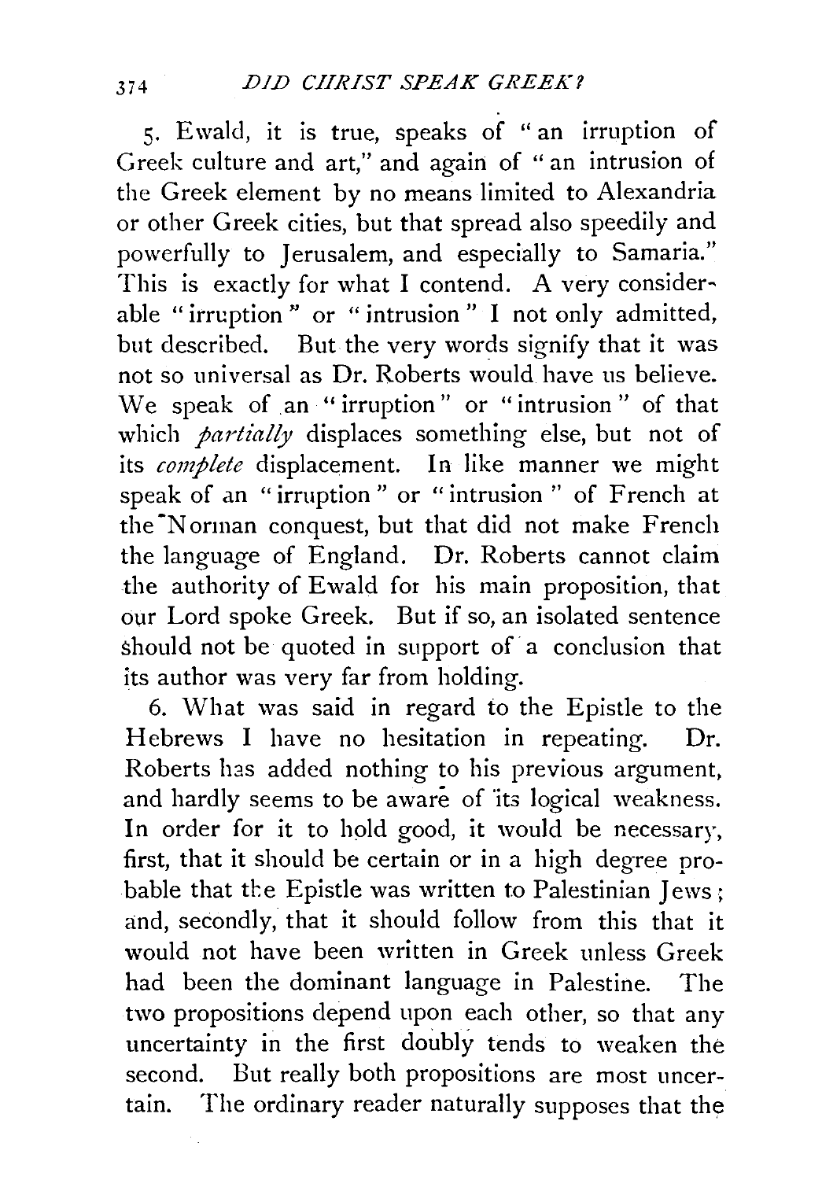5. Ewald, it is true, speaks of "an irruption of Greek culture and art," and again of "an intrusion of the Greek element by no means limited to Alexandria or other Greek cities, but that spread also speedily and powerfully to Jerusalem, and especially to Samaria." This is exactly for what I contend. A very considerable "irruption" or "intrusion" I not only admitted, but described. But the very words signify that it was not so universal as Dr. Roberts would have us believe. We speak of an "irruption" or "intrusion" of that which *partially* displaces something else, but not of its *complete* displacement. In like manner we might speak of an "irruption" or "intrusion" of French at the Norman conquest, but that did not make French the language of England. Dr. Roberts cannot claim the authority of Ewald for his main proposition, that our Lord spoke Greek. But if so, an isolated sentence should not be quoted in support of a conclusion that its author was very far from holding.

6. What was said in regard to the Epistle to the Hebrews I have no hesitation in repeating. Dr. Roberts has added nothing to his previous argument, and hardly seems to be aware of its logical weakness. In order for it to hold good, it would be necessary, first, that it should be certain or in a high degree probable that the Epistle was written to Palestinian Jews; and, secondly, that it should follow from this that it would not have been written in Greek unless Greek had been the dominant language in Palestine. The two propositions depend upon each other, so that any uncertainty in the first doubly tends to weaken the second. But really both propositions are most uncertain. The ordinary reader naturally supposes that the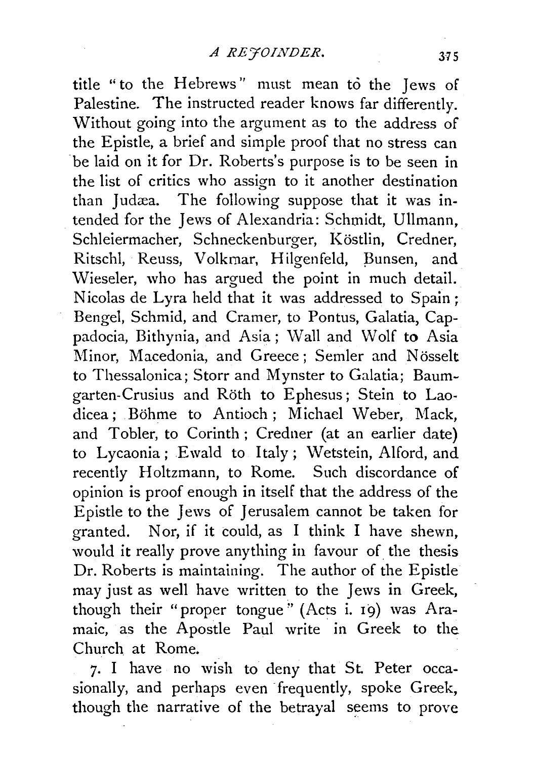title "to the Hebrews" must mean to the Jews of Palestine. The instructed reader knows far differently. Without going into the argument as to the address of the Epistle, a brief and simple proof that no stress can be laid on it for Dr. Roberts's purpose is to be seen in the list of critics who assign to it another destination than Judæa. The following suppose that it was intended for the Jews of Alexandria: Schmidt, Ullmann, Schleiermacher, Schneckenburger, Köstlin, Credner, Ritschl, Reuss, Volkmar, Hilgenfeld, Bunsen, and Wieseler, who has argued the point in much detail. Nicolas de Lyra held that it was addressed to Spain; Bengel, Schmid, and Cramer, to Pontus, Galatia, Cappadocia, Bithynia, and Asia; Wall and Wolf to Asia Minor, Macedonia, and Greece; Semler and Nösselt to Thessalonica; Storr and Mynster to Galatia; Baumgarten-Crusius and Röth to Ephesus; Stein to Laodicea; Böhme to Antioch; Michael Weber, Mack, and Tobler, to Corinth; Credner (at an earlier date) to Lycaonia; Ewald to Italy; Wetstein, Alford, and recently Holtzmann, to Rome. Such discordance of opinion is proof enough in itself that the address of the Epistle to the Jews of Jerusalem cannot be taken for granted. Nor, if it could, as I think I have shewn, would it really prove anything in favour of the thesis Dr. Roberts is maintaining. The author of the Epistle may just as well have written to the Jews in Greek, though their "proper tongue" (Acts i. 19) was Aramaic, as the Apostle Paul write in Greek to the Church at Rome.

7. I have no wish to deny that St. Peter occasionally, and perhaps even frequently, spoke Greek, though the narrative of the betrayal seems to prove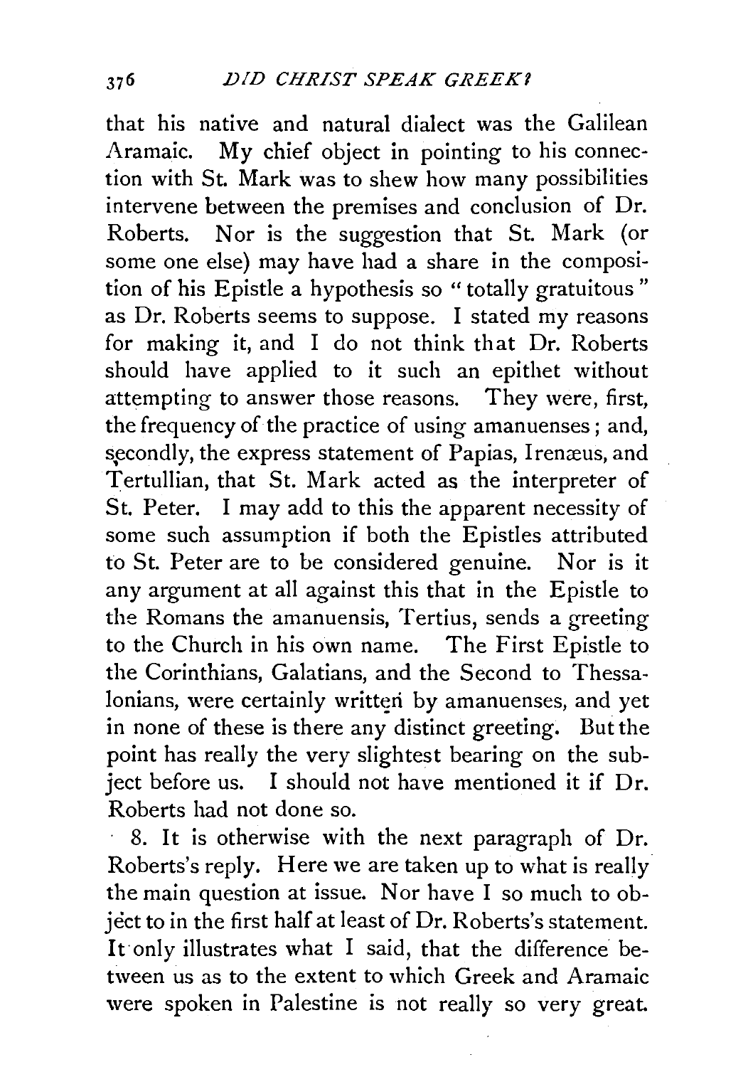that his native and natural dialect was the Galilean Aramaic. My chief object in pointing to his connection with St. Mark was to shew how many possibilities intervene between the premises and conclusion of Dr. Roberts. Nor is the suggestion that St. Mark (or some one else) may have had a share in the composition of his Epistle a hypothesis so "totally gratuitous" as Dr. Roberts seems to suppose. I stated my reasons for making it, and I do not think that Dr. Roberts should have applied to it such an epithet without attempting to answer those reasons. They were, first, the frequency of the practice of using amanuenses; and, secondly, the express statement of Papias, Irenæus, and Tertullian, that St. Mark acted as the interpreter of St. Peter. I may add to this the apparent necessity of some such assumption if both the Epistles attributed to St. Peter are to be considered genuine. Nor is it any argument at all against this that in the Epistle to the Romans the amanuensis, Tertius, sends a greeting to the Church in his own name. The First Epistle to the Corinthians, Galatians, and the Second to Thessalonians, were certainly written by amanuenses, and yet in none of these is there any distinct greeting. But the point has really the very slightest bearing on the subject before us. I should not have mentioned it if Dr. Roberts had not done so.

8. It is otherwise with the next paragraph of Dr. Roberts's reply. Here we are taken up to what is really the main question at issue. Nor have I so much to object to in the first half at least of Dr. Roberts's statement. It only illustrates what I said, that the difference between us as to the extent to which Greek and Aramaic were spoken in Palestine is not really so very great.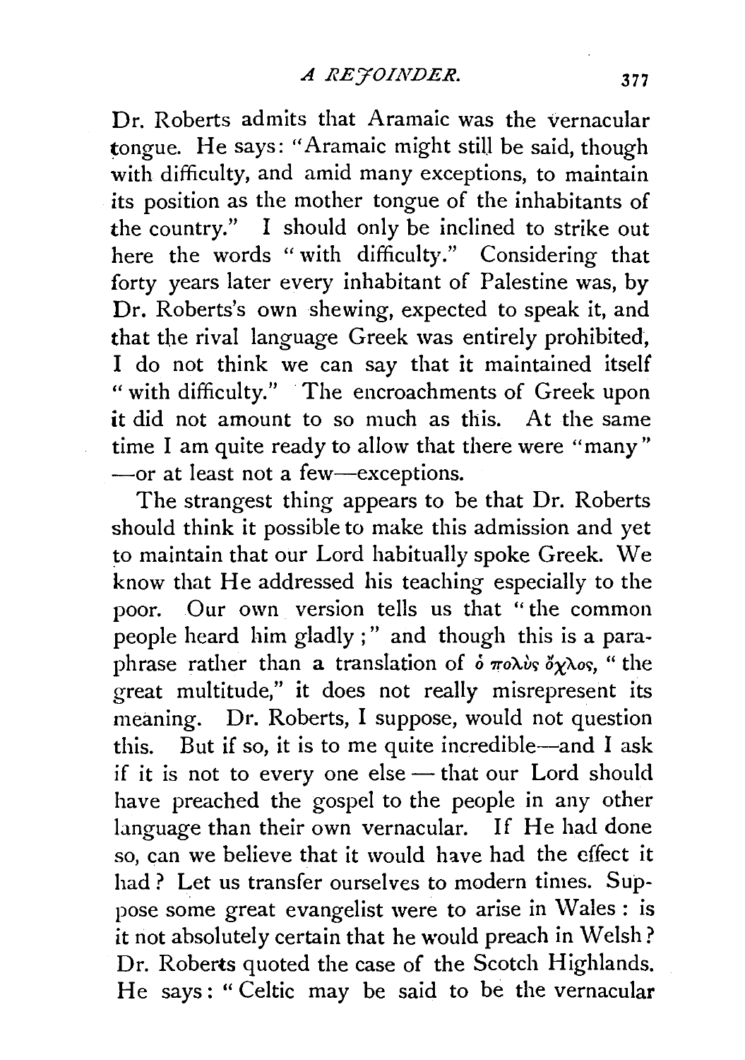Dr. Roberts admits that Aramaic was the vernacular tongue. He says: "Aramaic might still be said, though with difficulty, and amid many exceptions, to maintain its position as the mother tongue of the inhabitants of the country." I should only be inclined to strike out here the words "with difficulty." Considering that forty years later every inhabitant of Palestine was, by Dr. Roberts's own shewing, expected to speak it, and that the rival language Greek was entirely prohibited, I do not think we can say that it maintained itself "with difficulty." The encroachments of Greek upon it did not amount to so much as this. At the same time I am quite ready to allow that there were "many" —or at least not a few—exceptions.

The strangest thing appears to be that Dr. Roberts should think it possible to make this admission and yet to maintain that our Lord habitually spoke Greek. We know that He addressed his teaching especially to the poor. Our own version tells us that "the common people heard him gladly;" and though this is a paraphrase rather than a translation of ὁ πολὺς ὄχλος, "the great multitude," it does not really misrepresent its meaning. Dr. Roberts, I suppose, would not question this. But if so, it is to me quite incredible—and I ask if it is not to every one else — that our Lord should have preached the gospel to the people in any other language than their own vernacular. If He had done so, can we believe that it would have had the effect it had? Let us transfer ourselves to modern times. Suppose some great evangelist were to arise in Wales: is it not absolutely certain that he would preach in Welsh? Dr. Roberts quoted the case of the Scotch Highlands. He says: "Celtic may be said to be the vernacular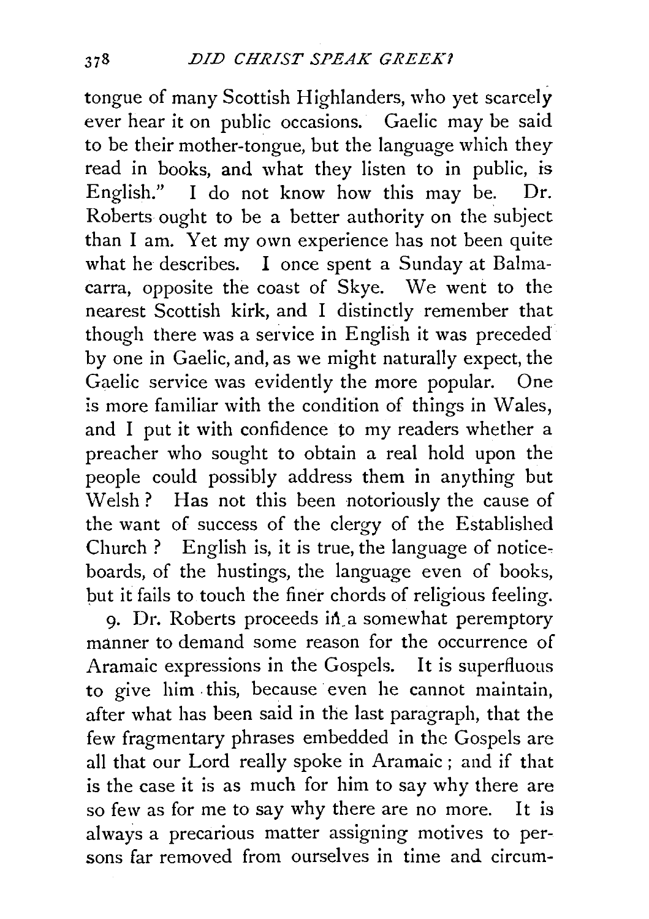tongue of many Scottish Highlanders, who yet scarcely ever hear it on public occasions. Gaelic may be said to be their mother-tongue, but the language which they read in books, and what they listen to in public, is English." I do not know how this may be. Dr. Roberts ought to be a better authority on the subject than I am. Yet my own experience has not been quite what he describes. I once spent a Sunday at Balmacarra, opposite the coast of Skye. We went to the nearest Scottish kirk, and I distinctly remember that though there was a service in English it was preceded by one in Gaelic, and, as we might naturally expect, the Gaelic service was evidently the more popular. One is more familiar with the condition of things in Wales, and I put it with confidence to my readers whether a preacher who sought to obtain a real hold upon the people could possibly address them in anything but Welsh? Has not this been notoriously the cause of the want of success of the clergy of the Established Church? English is, it is true, the language of notice-boards, of the hustings, the language even of books, but it fails to touch the finer chords of religious feeling.

9. Dr. Roberts proceeds in a somewhat peremptory manner to demand some reason for the occurrence of Aramaic expressions in the Gospels. It is superfluous to give him this, because even he cannot maintain, after what has been said in the last paragraph, that the few fragmentary phrases embedded in the Gospels are all that our Lord really spoke in Aramaic; and if that is the case it is as much for him to say why there are so few as for me to say why there are no more. It is always a precarious matter assigning motives to persons far removed from ourselves in time and circum-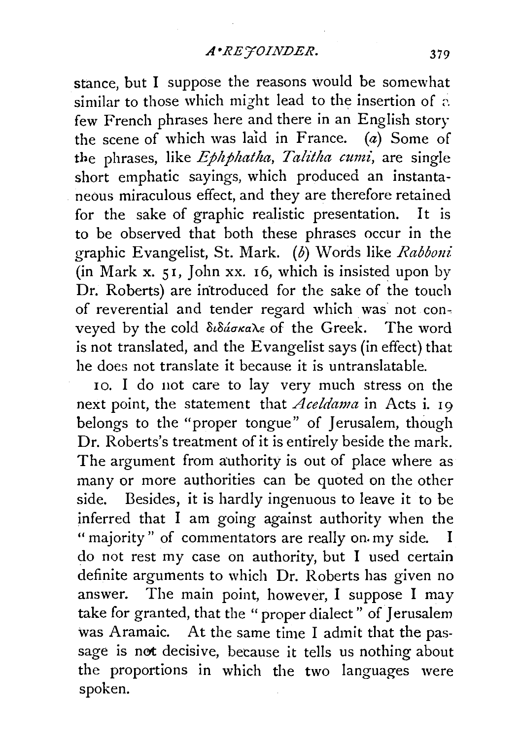stance, but I suppose the reasons would be somewhat similar to those which might lead to the insertion of a few French phrases here and there in an English story the scene of which was laid in France. (*a*) Some of the phrases, like *Ephphatha*, *Talitha cumi*, are single short emphatic sayings, which produced an instantaneous miraculous effect, and they are therefore retained for the sake of graphic realistic presentation. It is to be observed that both these phrases occur in the graphic Evangelist, St. Mark. (*b*) Words like *Rabboni* (in Mark x. 51, John xx. 16, which is insisted upon by Dr. Roberts) are introduced for the sake of the touch of reverential and tender regard which was not conveyed by the cold διδάσκαλε of the Greek. The word is not translated, and the Evangelist says (in effect) that he does not translate it because it is untranslatable.

10. I do not care to lay very much stress on the next point, the statement that *Aceldama* in Acts i. 19 belongs to the "proper tongue" of Jerusalem, though Dr. Roberts's treatment of it is entirely beside the mark. The argument from authority is out of place where as many or more authorities can be quoted on the other side. Besides, it is hardly ingenuous to leave it to be inferred that I am going against authority when the "majority" of commentators are really on my side. I do not rest my case on authority, but I used certain definite arguments to which Dr. Roberts has given no answer. The main point, however, I suppose I may take for granted, that the "proper dialect" of Jerusalem was Aramaic. At the same time I admit that the passage is not decisive, because it tells us nothing about the proportions in which the two languages were spoken.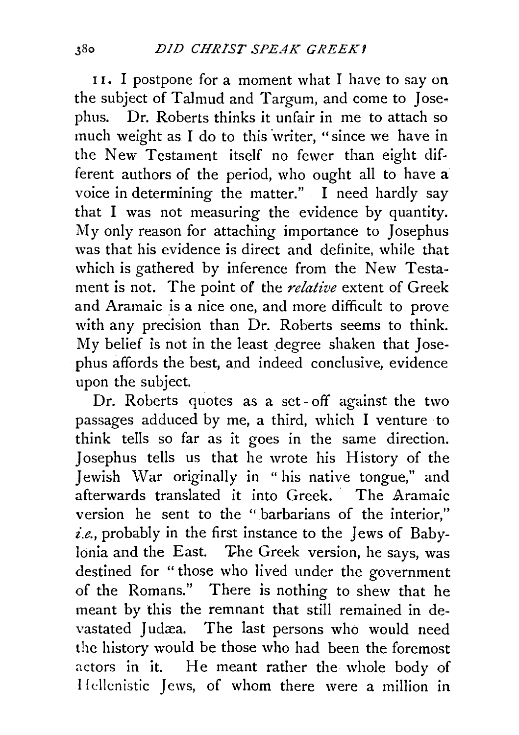11. I postpone for a moment what I have to say on the subject of Talmud and Targum, and come to Josephus. Dr. Roberts thinks it unfair in me to attach so much weight as I do to this writer, "since we have in the New Testament itself no fewer than eight different authors of the period, who ought all to have a voice in determining the matter." I need hardly say that I was not measuring the evidence by quantity. My only reason for attaching importance to Josephus was that his evidence is direct and definite, while that which is gathered by inference from the New Testament is not. The point of the *relative* extent of Greek and Aramaic is a nice one, and more difficult to prove with any precision than Dr. Roberts seems to think. My belief is not in the least degree shaken that Josephus affords the best, and indeed conclusive, evidence upon the subject.

Dr. Roberts quotes as a set-off against the two passages adduced by me, a third, which I venture to think tells so far as it goes in the same direction. Josephus tells us that he wrote his History of the Jewish War originally in "his native tongue," and afterwards translated it into Greek. The Aramaic version he sent to the "barbarians of the interior," *i.e.*, probably in the first instance to the Jews of Babylonia and the East. The Greek version, he says, was destined for "those who lived under the government of the Romans." There is nothing to shew that he meant by this the remnant that still remained in devastated Judæa. The last persons who would need the history would be those who had been the foremost actors in it. He meant rather the whole body of Hellenistic Jews, of whom there were a million in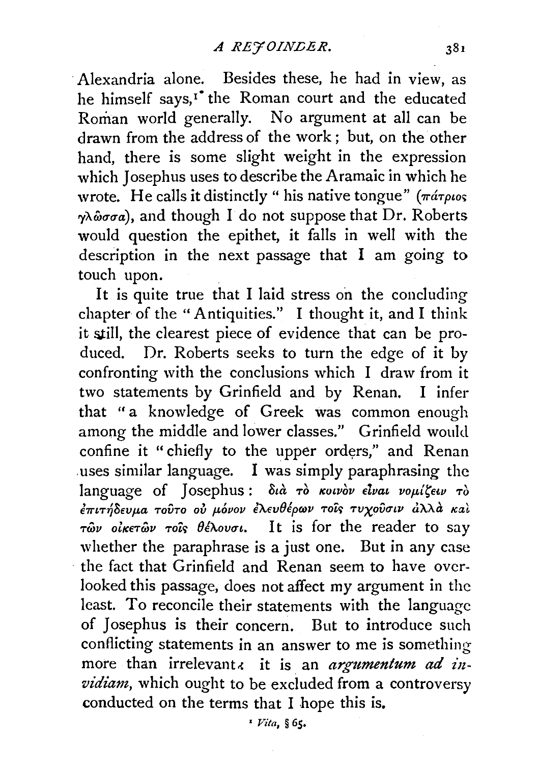Alexandria alone. Besides these, he had in view, as he himself says,[1] the Roman court and the educated Roman world generally. No argument at all can be drawn from the address of the work; but, on the other hand, there is some slight weight in the expression which Josephus uses to describe the Aramaic in which he wrote. He calls it distinctly "his native tongue" (*πάτριος γλῶσσα*), and though I do not suppose that Dr. Roberts would question the epithet, it falls in well with the description in the next passage that I am going to touch upon.

It is quite true that I laid stress on the concluding chapter of the "Antiquities." I thought it, and I think it still, the clearest piece of evidence that can be produced. Dr. Roberts seeks to turn the edge of it by confronting with the conclusions which I draw from it two statements by Grinfield and by Renan. I infer that "a knowledge of Greek was common enough among the middle and lower classes." Grinfield would confine it "chiefly to the upper orders," and Renan uses similar language. I was simply paraphrasing the language of Josephus: *διὰ τὸ κοινὸν εἶναι νομίζειν τὸ ἐπιτήδευμα τοῦτο οὐ μόνον ἐλευθέρων τοῖς τυχοῦσιν ἀλλὰ καὶ τῶν οἰκετῶν τοῖς θέλουσι.* It is for the reader to say whether the paraphrase is a just one. But in any case the fact that Grinfield and Renan seem to have overlooked this passage, does not affect my argument in the least. To reconcile their statements with the language of Josephus is their concern. But to introduce such conflicting statements in an answer to me is something more than irrelevant: it is an *argumentum ad invidiam*, which ought to be excluded from a controversy conducted on the terms that I hope this is.

[1] *Vita*, § 65.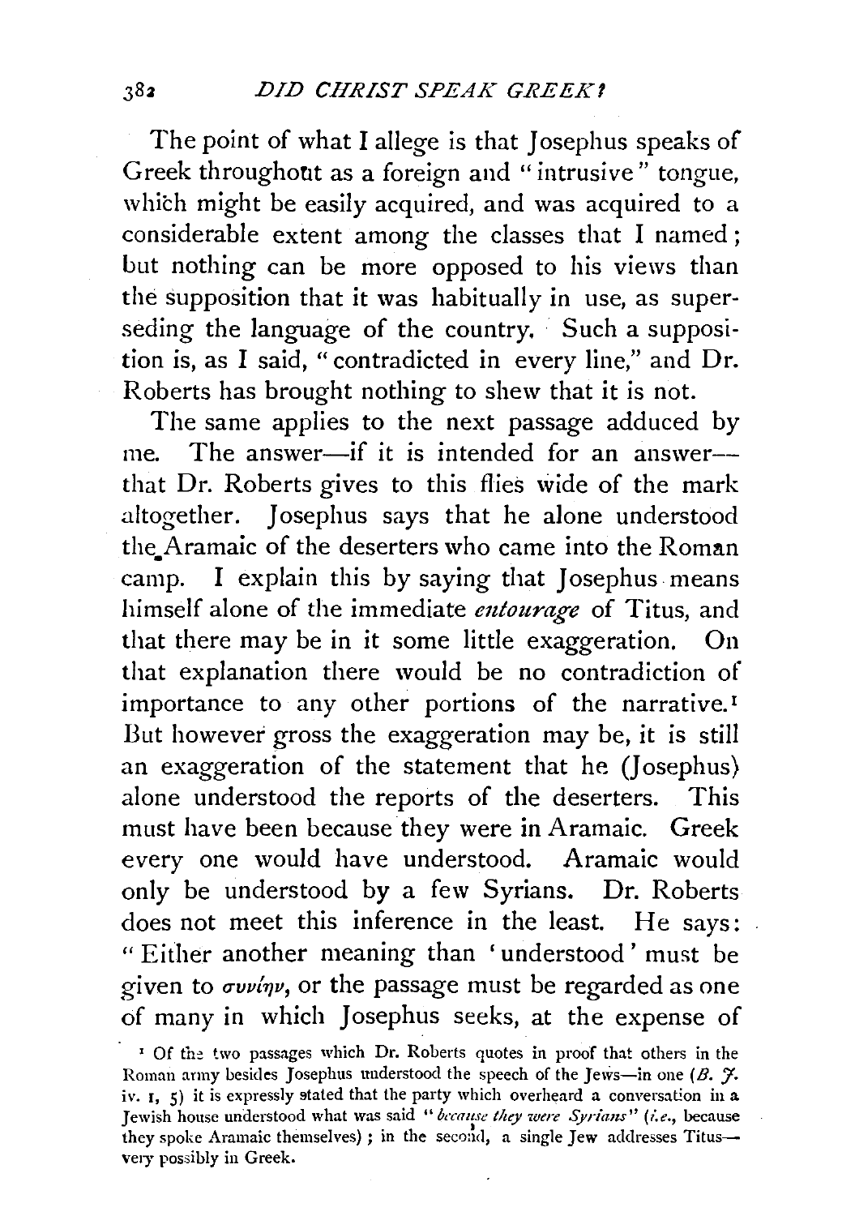The point of what I allege is that Josephus speaks of Greek throughout as a foreign and "intrusive" tongue, which might be easily acquired, and was acquired to a considerable extent among the classes that I named; but nothing can be more opposed to his views than the supposition that it was habitually in use, as superseding the language of the country. Such a supposition is, as I said, "contradicted in every line," and Dr. Roberts has brought nothing to shew that it is not.

The same applies to the next passage adduced by me. The answer—if it is intended for an answer—that Dr. Roberts gives to this flies wide of the mark altogether. Josephus says that he alone understood the Aramaic of the deserters who came into the Roman camp. I explain this by saying that Josephus means himself alone of the immediate *entourage* of Titus, and that there may be in it some little exaggeration. On that explanation there would be no contradiction of importance to any other portions of the narrative.[1] But however gross the exaggeration may be, it is still an exaggeration of the statement that he (Josephus) alone understood the reports of the deserters. This must have been because they were in Aramaic. Greek every one would have understood. Aramaic would only be understood by a few Syrians. Dr. Roberts does not meet this inference in the least. He says: "Either another meaning than 'understood' must be given to συνίην, or the passage must be regarded as one of many in which Josephus seeks, at the expense of

[1] Of the two passages which Dr. Roberts quotes in proof that others in the Roman army besides Josephus understood the speech of the Jews—in one (*B. J.* iv. 1, 5) it is expressly stated that the party which overheard a conversation in a Jewish house understood what was said "*because they were Syrians*" (*i.e.*, because they spoke Aramaic themselves); in the second, a single Jew addresses Titus—very possibly in Greek.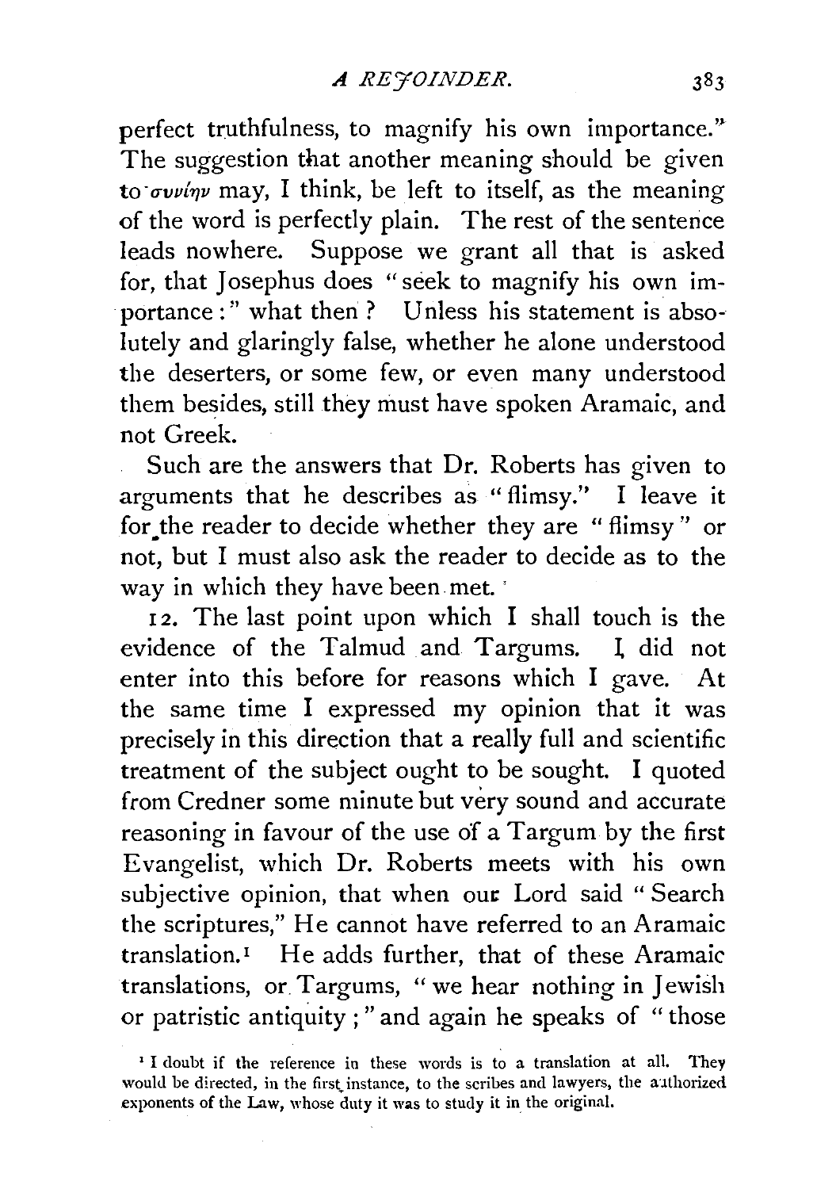perfect truthfulness, to magnify his own importance." The suggestion that another meaning should be given to συνίην may, I think, be left to itself, as the meaning of the word is perfectly plain. The rest of the sentence leads nowhere. Suppose we grant all that is asked for, that Josephus does "seek to magnify his own importance:" what then? Unless his statement is absolutely and glaringly false, whether he alone understood the deserters, or some few, or even many understood them besides, still they must have spoken Aramaic, and not Greek.

Such are the answers that Dr. Roberts has given to arguments that he describes as "flimsy." I leave it for the reader to decide whether they are "flimsy" or not, but I must also ask the reader to decide as to the way in which they have been met.

12. The last point upon which I shall touch is the evidence of the Talmud and Targums. I did not enter into this before for reasons which I gave. At the same time I expressed my opinion that it was precisely in this direction that a really full and scientific treatment of the subject ought to be sought. I quoted from Credner some minute but very sound and accurate reasoning in favour of the use of a Targum by the first Evangelist, which Dr. Roberts meets with his own subjective opinion, that when our Lord said "Search the scriptures," He cannot have referred to an Aramaic translation.[1] He adds further, that of these Aramaic translations, or Targums, "we hear nothing in Jewish or patristic antiquity;" and again he speaks of "those

[1] I doubt if the reference in these words is to a translation at all. They would be directed, in the first instance, to the scribes and lawyers, the authorized exponents of the Law, whose duty it was to study it in the original.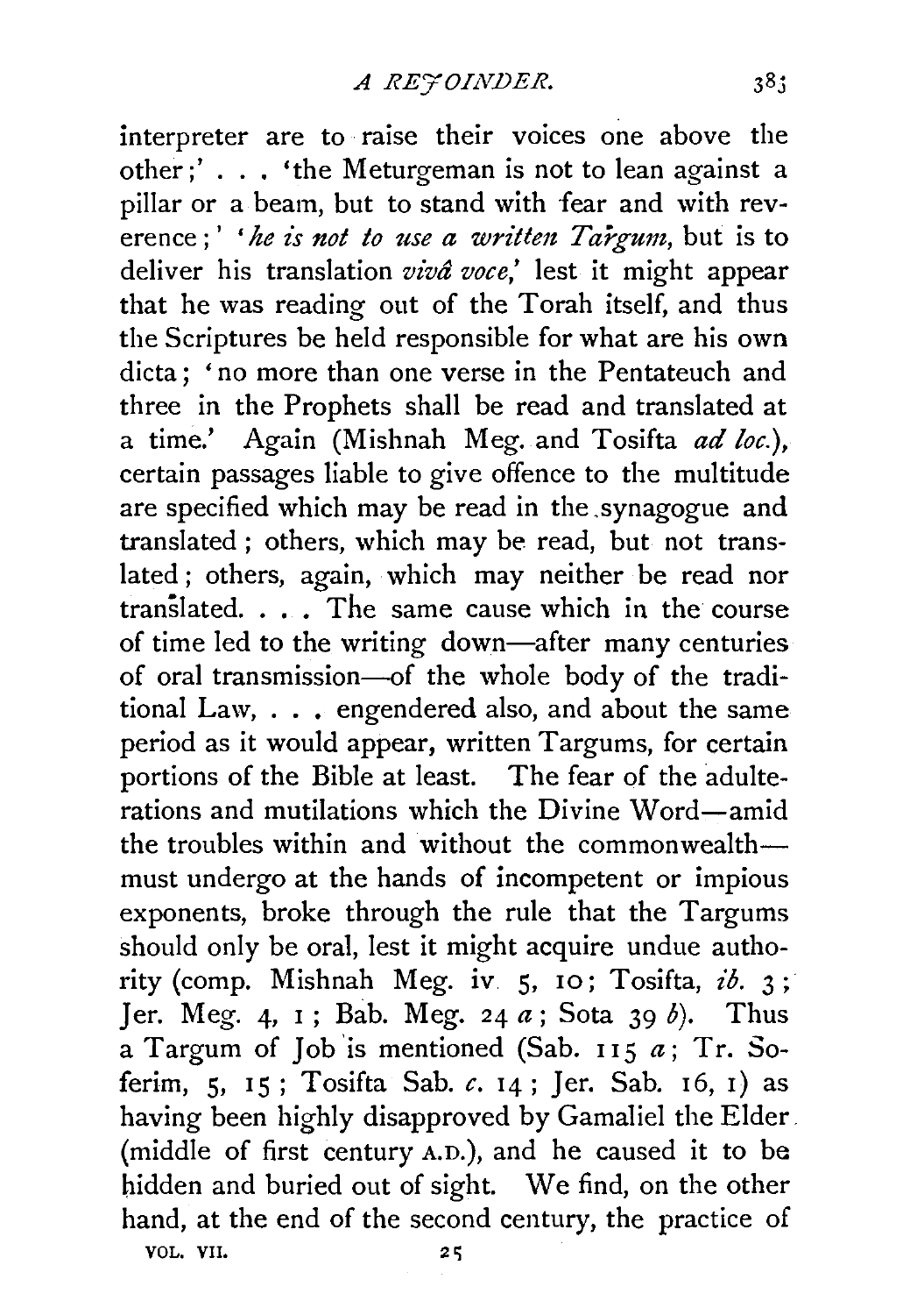interpreter are to raise their voices one above the other;' . . . 'the Meturgeman is not to lean against a pillar or a beam, but to stand with fear and with reverence;' '*he is not to use a written Targum*, but is to deliver his translation *vivâ voce*,' lest it might appear that he was reading out of the Torah itself, and thus the Scriptures be held responsible for what are his own dicta; 'no more than one verse in the Pentateuch and three in the Prophets shall be read and translated at a time.' Again (Mishnah Meg. and Tosifta *ad loc.*), certain passages liable to give offence to the multitude are specified which may be read in the synagogue and translated; others, which may be read, but not translated; others, again, which may neither be read nor translated. . . . The same cause which in the course of time led to the writing down—after many centuries of oral transmission—of the whole body of the traditional Law, . . . engendered also, and about the same period as it would appear, written Targums, for certain portions of the Bible at least. The fear of the adulterations and mutilations which the Divine Word—amid the troubles within and without the commonwealth—must undergo at the hands of incompetent or impious exponents, broke through the rule that the Targums should only be oral, lest it might acquire undue authority (comp. Mishnah Meg. iv 5, 10; Tosifta, *ib.* 3; Jer. Meg. 4, 1; Bab. Meg. 24 *a*; Sota 39 *b*). Thus a Targum of Job is mentioned (Sab. 115 *a*; Tr. Soferim, 5, 15; Tosifta Sab. *c.* 14; Jer. Sab. 16, 1) as having been highly disapproved by Gamaliel the Elder (middle of first century A.D.), and he caused it to be hidden and buried out of sight. We find, on the other hand, at the end of the second century, the practice of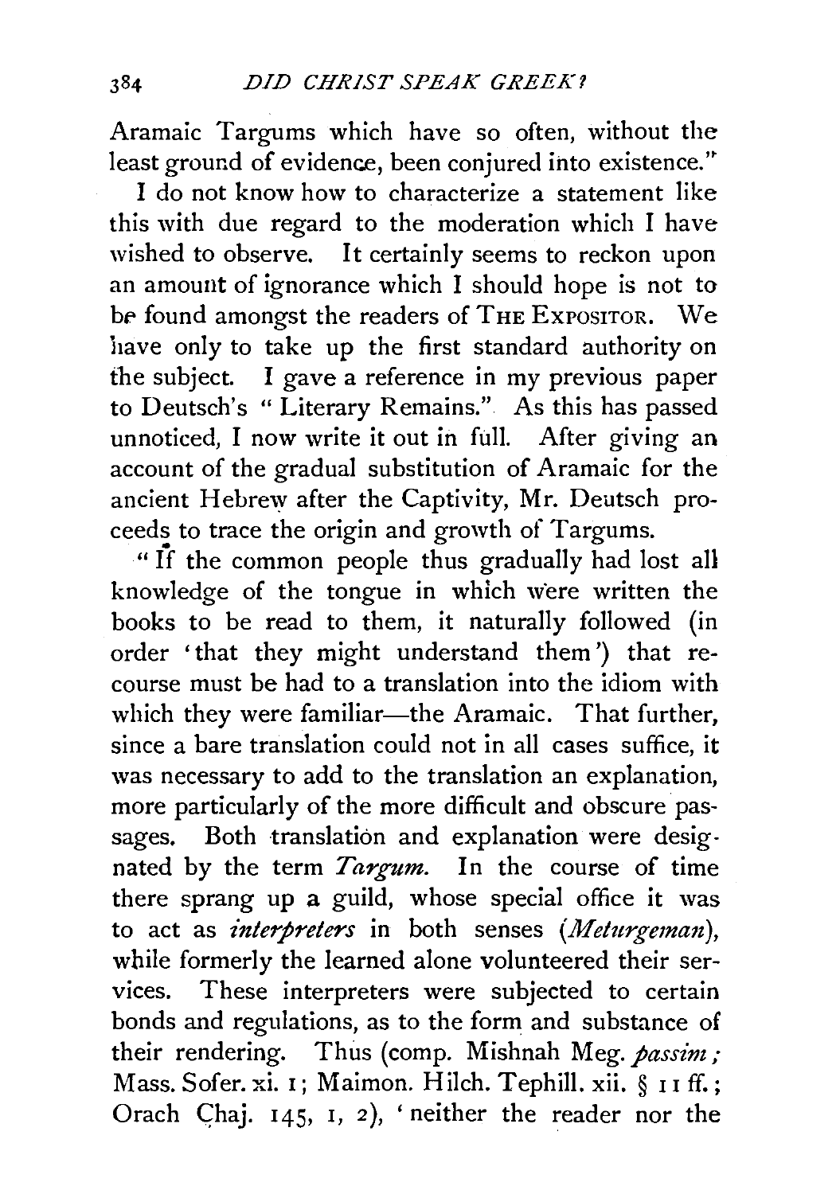Aramaic Targums which have so often, without the least ground of evidence, been conjured into existence."

I do not know how to characterize a statement like this with due regard to the moderation which I have wished to observe. It certainly seems to reckon upon an amount of ignorance which I should hope is not to be found amongst the readers of THE EXPOSITOR. We have only to take up the first standard authority on the subject. I gave a reference in my previous paper to Deutsch's "Literary Remains." As this has passed unnoticed, I now write it out in full. After giving an account of the gradual substitution of Aramaic for the ancient Hebrew after the Captivity, Mr. Deutsch proceeds to trace the origin and growth of Targums.

"If the common people thus gradually had lost all knowledge of the tongue in which were written the books to be read to them, it naturally followed (in order 'that they might understand them') that recourse must be had to a translation into the idiom with which they were familiar—the Aramaic. That further, since a bare translation could not in all cases suffice, it was necessary to add to the translation an explanation, more particularly of the more difficult and obscure passages. Both translation and explanation were designated by the term *Targum.* In the course of time there sprang up a guild, whose special office it was to act as *interpreters* in both senses (*Meturgeman*), while formerly the learned alone volunteered their services. These interpreters were subjected to certain bonds and regulations, as to the form and substance of their rendering. Thus (comp. Mishnah Meg. *passim;* Mass. Sofer. xi. 1; Maimon. Hilch. Tephill. xii. § 11 ff.; Orach Çhaj. 145, 1, 2), 'neither the reader nor the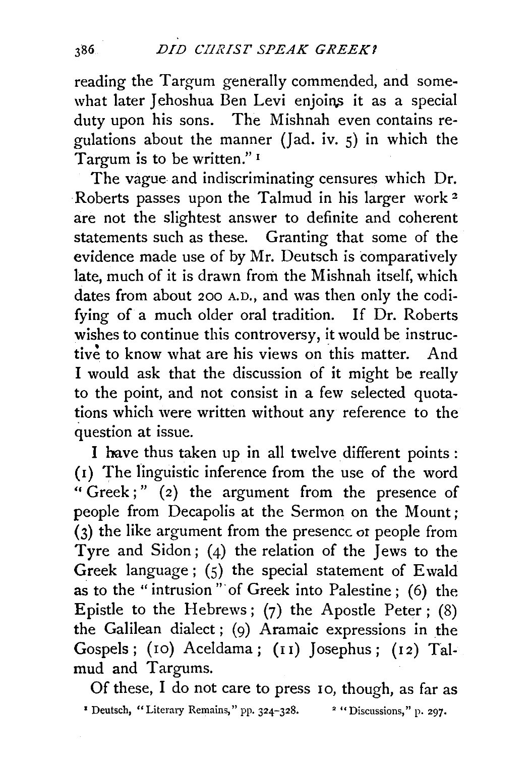reading the Targum generally commended, and somewhat later Jehoshua Ben Levi enjoins it as a special duty upon his sons. The Mishnah even contains regulations about the manner (Jad. iv. 5) in which the Targum is to be written."[1]

The vague and indiscriminating censures which Dr. Roberts passes upon the Talmud in his larger work[2] are not the slightest answer to definite and coherent statements such as these. Granting that some of the evidence made use of by Mr. Deutsch is comparatively late, much of it is drawn from the Mishnah itself, which dates from about 200 A.D., and was then only the codifying of a much older oral tradition. If Dr. Roberts wishes to continue this controversy, it would be instructive to know what are his views on this matter. And I would ask that the discussion of it might be really to the point, and not consist in a few selected quotations which were written without any reference to the question at issue.

I have thus taken up in all twelve different points: (1) The linguistic inference from the use of the word "Greek;" (2) the argument from the presence of people from Decapolis at the Sermon on the Mount; (3) the like argument from the presence of people from Tyre and Sidon; (4) the relation of the Jews to the Greek language; (5) the special statement of Ewald as to the "intrusion" of Greek into Palestine; (6) the Epistle to the Hebrews; (7) the Apostle Peter; (8) the Galilean dialect; (9) Aramaic expressions in the Gospels; (10) Aceldama; (11) Josephus; (12) Talmud and Targums.

Of these, I do not care to press 10, though, as far as

[1] Deutsch, "Literary Remains," pp. 324–328. [2] "Discussions," p. 297.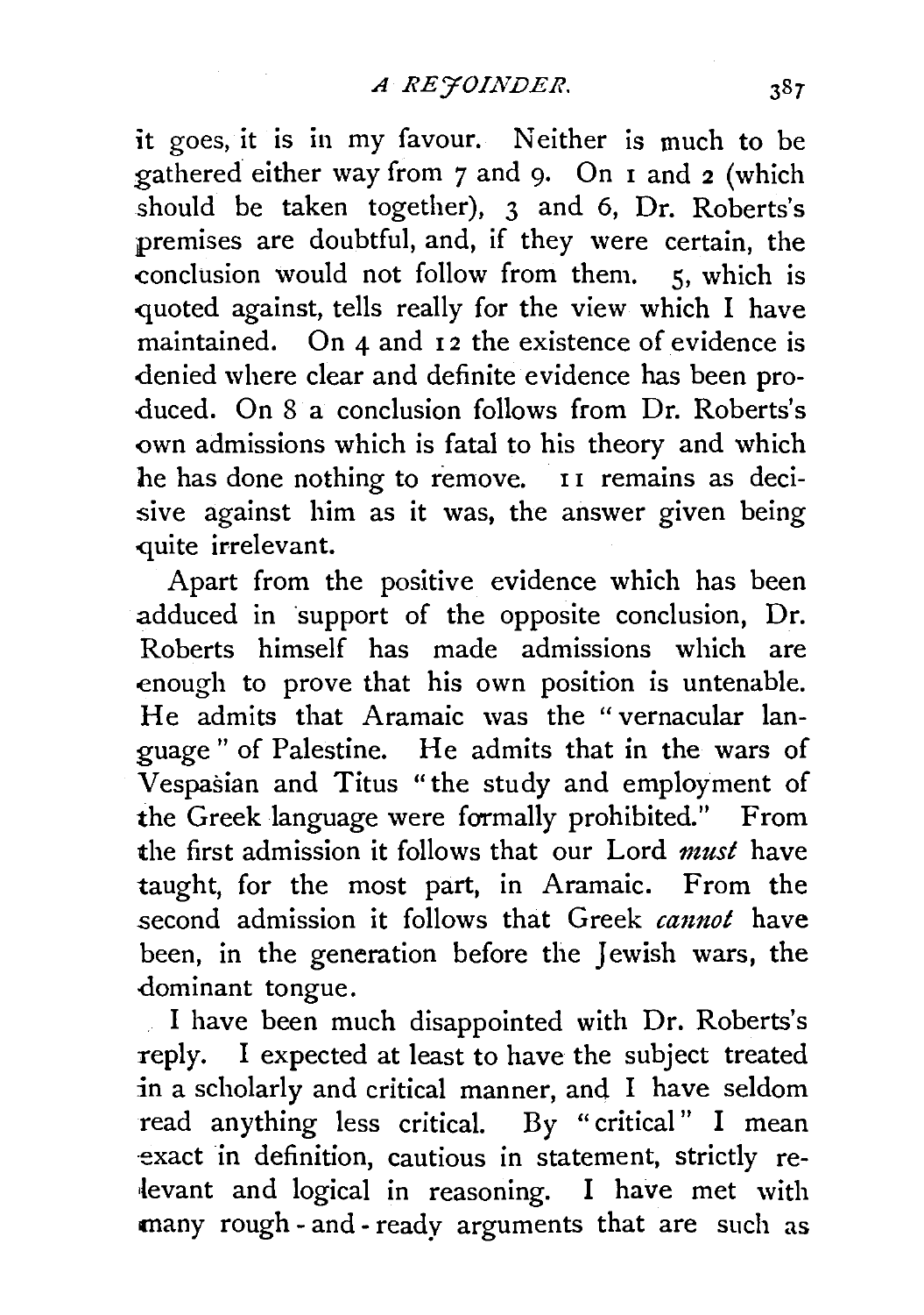it goes, it is in my favour. Neither is much to be gathered either way from 7 and 9. On 1 and 2 (which should be taken together), 3 and 6, Dr. Roberts's premises are doubtful, and, if they were certain, the conclusion would not follow from them. 5, which is quoted against, tells really for the view which I have maintained. On 4 and 12 the existence of evidence is denied where clear and definite evidence has been produced. On 8 a conclusion follows from Dr. Roberts's own admissions which is fatal to his theory and which he has done nothing to remove. 11 remains as decisive against him as it was, the answer given being quite irrelevant.

Apart from the positive evidence which has been adduced in support of the opposite conclusion, Dr. Roberts himself has made admissions which are enough to prove that his own position is untenable. He admits that Aramaic was the "vernacular language" of Palestine. He admits that in the wars of Vespasian and Titus "the study and employment of the Greek language were formally prohibited." From the first admission it follows that our Lord *must* have taught, for the most part, in Aramaic. From the second admission it follows that Greek *cannot* have been, in the generation before the Jewish wars, the dominant tongue.

I have been much disappointed with Dr. Roberts's reply. I expected at least to have the subject treated in a scholarly and critical manner, and I have seldom read anything less critical. By "critical" I mean exact in definition, cautious in statement, strictly relevant and logical in reasoning. I have met with many rough-and-ready arguments that are such as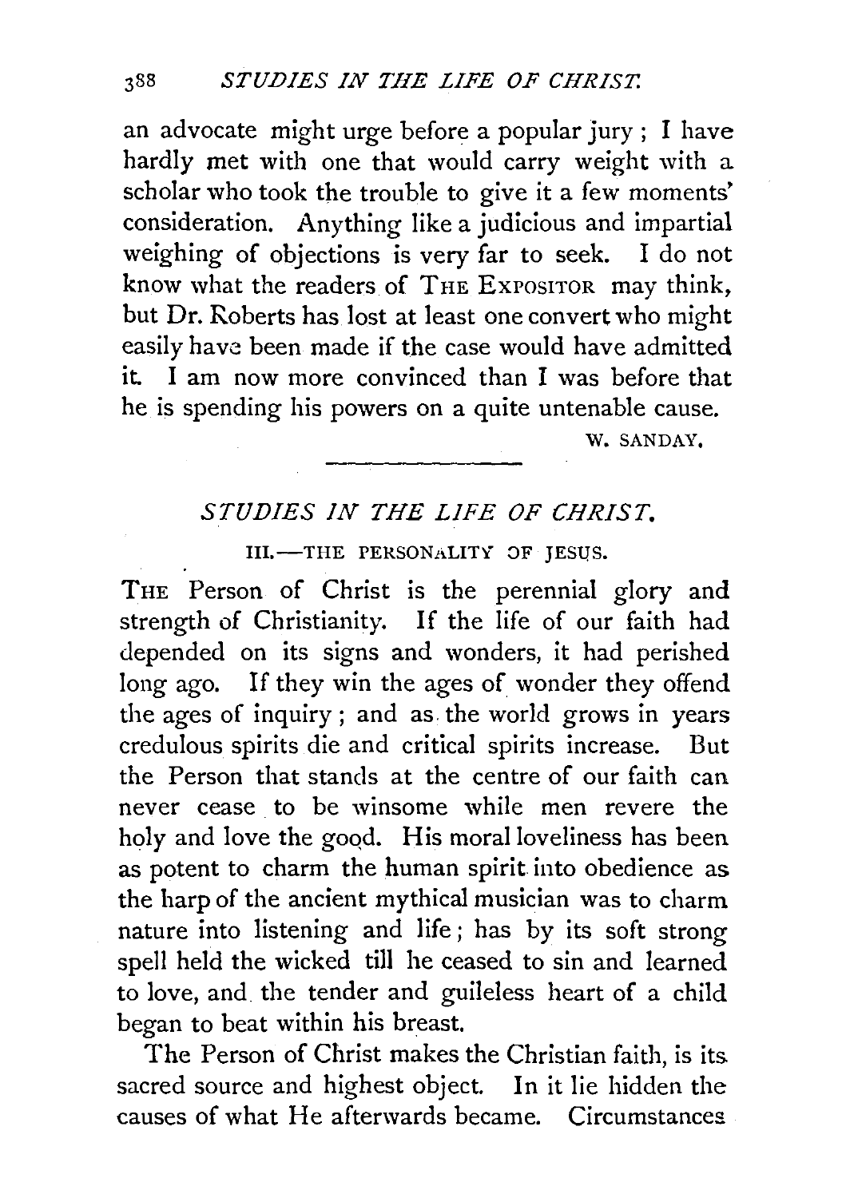an advocate might urge before a popular jury; I have hardly met with one that would carry weight with a scholar who took the trouble to give it a few moments' consideration. Anything like a judicious and impartial weighing of objections is very far to seek. I do not know what the readers of THE EXPOSITOR may think, but Dr. Roberts has lost at least one convert who might easily have been made if the case would have admitted it. I am now more convinced than I was before that he is spending his powers on a quite untenable cause.

W. SANDAY.

---

## *STUDIES IN THE LIFE OF CHRIST.*

### III.—THE PERSONALITY OF JESUS.

THE Person of Christ is the perennial glory and strength of Christianity. If the life of our faith had depended on its signs and wonders, it had perished long ago. If they win the ages of wonder they offend the ages of inquiry; and as the world grows in years credulous spirits die and critical spirits increase. But the Person that stands at the centre of our faith can never cease to be winsome while men revere the holy and love the good. His moral loveliness has been as potent to charm the human spirit into obedience as the harp of the ancient mythical musician was to charm nature into listening and life; has by its soft strong spell held the wicked till he ceased to sin and learned to love, and the tender and guileless heart of a child began to beat within his breast.

The Person of Christ makes the Christian faith, is its sacred source and highest object. In it lie hidden the causes of what He afterwards became. Circumstances